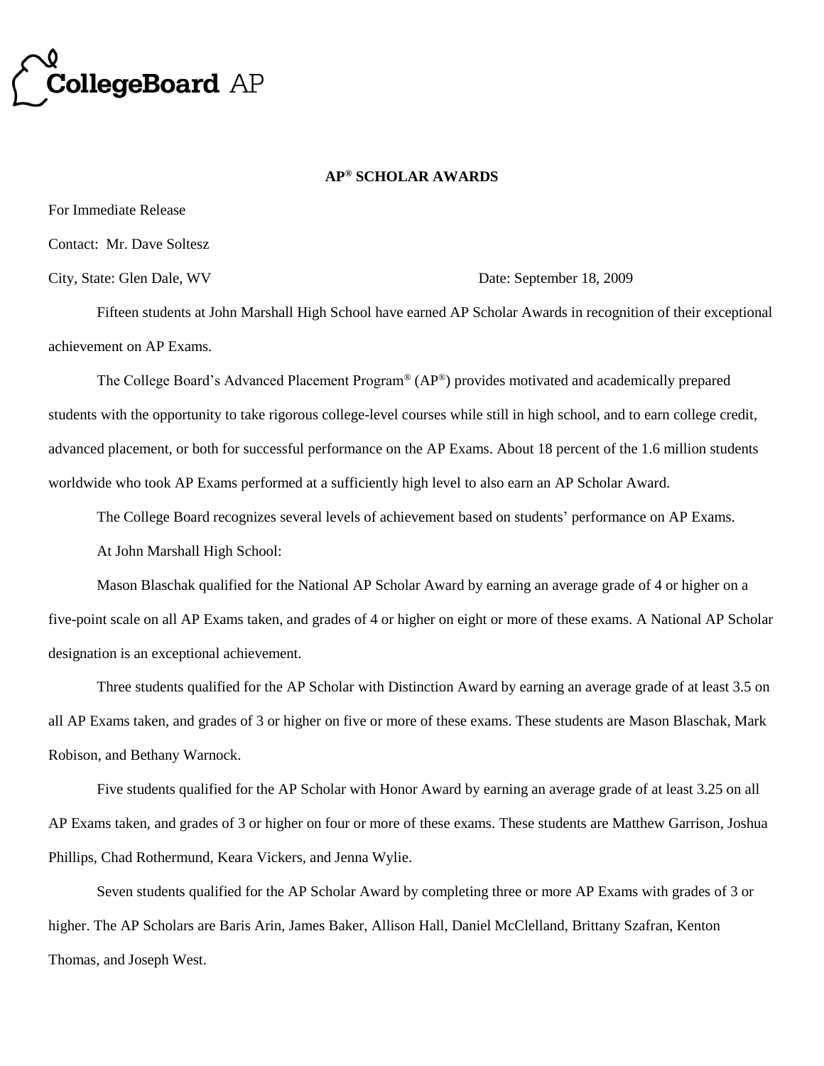CollegeBoard AP

## AP® SCHOLAR AWARDS

For Immediate Release

Contact: Mr. Dave Soltesz

City, State: Glen Dale, WV

Date: September 18, 2009

Fifteen students at John Marshall High School have earned AP Scholar Awards in recognition of their exceptional achievement on AP Exams.

The College Board's Advanced Placement Program® (AP®) provides motivated and academically prepared students with the opportunity to take rigorous college-level courses while still in high school, and to earn college credit, advanced placement, or both for successful performance on the AP Exams. About 18 percent of the 1.6 million students worldwide who took AP Exams performed at a sufficiently high level to also earn an AP Scholar Award.

The College Board recognizes several levels of achievement based on students' performance on AP Exams.

At John Marshall High School:

Mason Blaschak qualified for the National AP Scholar Award by earning an average grade of 4 or higher on a five-point scale on all AP Exams taken, and grades of 4 or higher on eight or more of these exams. A National AP Scholar designation is an exceptional achievement.

Three students qualified for the AP Scholar with Distinction Award by earning an average grade of at least 3.5 on all AP Exams taken, and grades of 3 or higher on five or more of these exams. These students are Mason Blaschak, Mark Robison, and Bethany Warnock.

Five students qualified for the AP Scholar with Honor Award by earning an average grade of at least 3.25 on all AP Exams taken, and grades of 3 or higher on four or more of these exams. These students are Matthew Garrison, Joshua Phillips, Chad Rothermund, Keara Vickers, and Jenna Wylie.

Seven students qualified for the AP Scholar Award by completing three or more AP Exams with grades of 3 or higher. The AP Scholars are Baris Arin, James Baker, Allison Hall, Daniel McClelland, Brittany Szafran, Kenton Thomas, and Joseph West.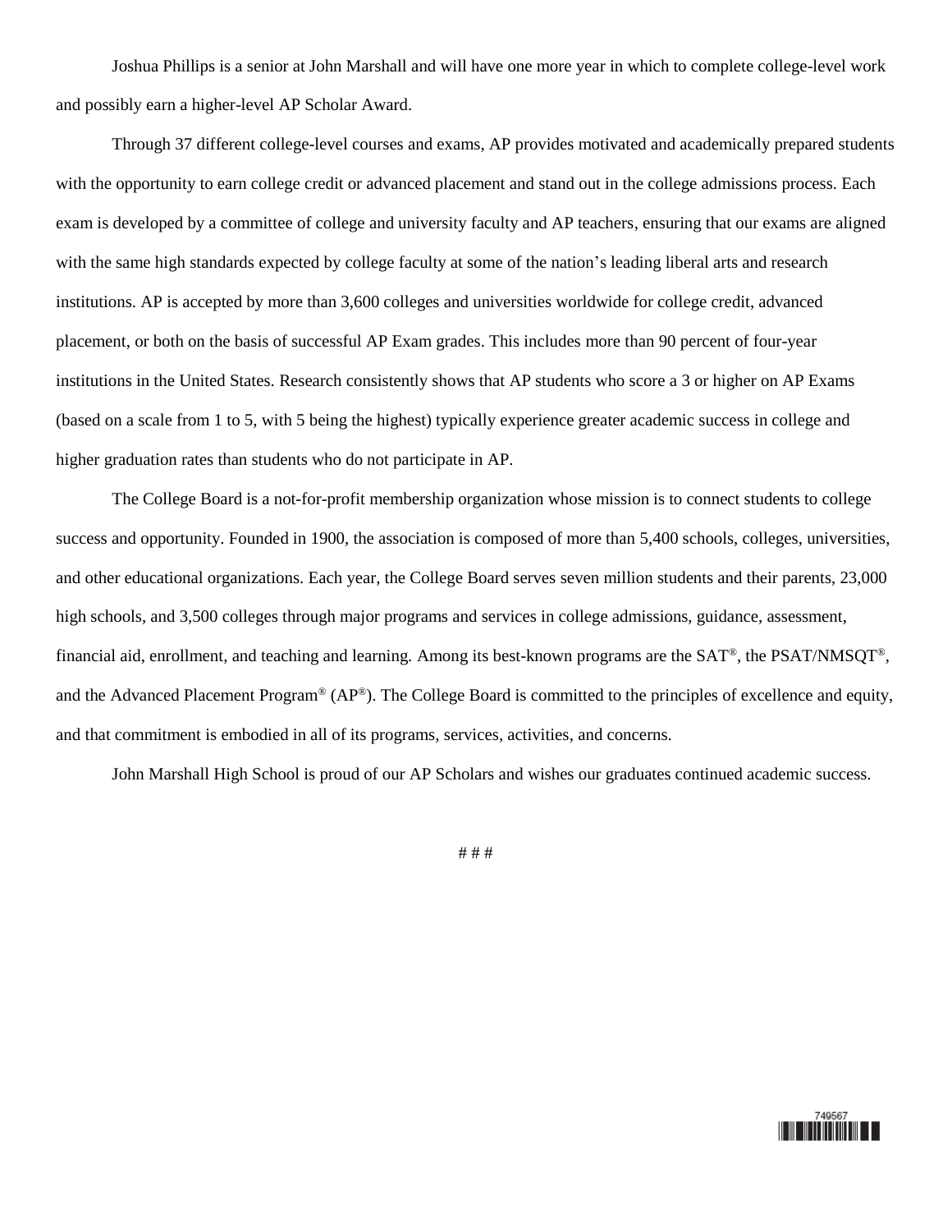Joshua Phillips is a senior at John Marshall and will have one more year in which to complete college-level work and possibly earn a higher-level AP Scholar Award.

Through 37 different college-level courses and exams, AP provides motivated and academically prepared students with the opportunity to earn college credit or advanced placement and stand out in the college admissions process. Each exam is developed by a committee of college and university faculty and AP teachers, ensuring that our exams are aligned with the same high standards expected by college faculty at some of the nation's leading liberal arts and research institutions. AP is accepted by more than 3,600 colleges and universities worldwide for college credit, advanced placement, or both on the basis of successful AP Exam grades. This includes more than 90 percent of four-year institutions in the United States. Research consistently shows that AP students who score a 3 or higher on AP Exams (based on a scale from 1 to 5, with 5 being the highest) typically experience greater academic success in college and higher graduation rates than students who do not participate in AP.

The College Board is a not-for-profit membership organization whose mission is to connect students to college success and opportunity. Founded in 1900, the association is composed of more than 5,400 schools, colleges, universities, and other educational organizations. Each year, the College Board serves seven million students and their parents, 23,000 high schools, and 3,500 colleges through major programs and services in college admissions, guidance, assessment, financial aid, enrollment, and teaching and learning. Among its best-known programs are the SAT®, the PSAT/NMSQT®, and the Advanced Placement Program® (AP®). The College Board is committed to the principles of excellence and equity, and that commitment is embodied in all of its programs, services, activities, and concerns.

John Marshall High School is proud of our AP Scholars and wishes our graduates continued academic success.

# # #

749567